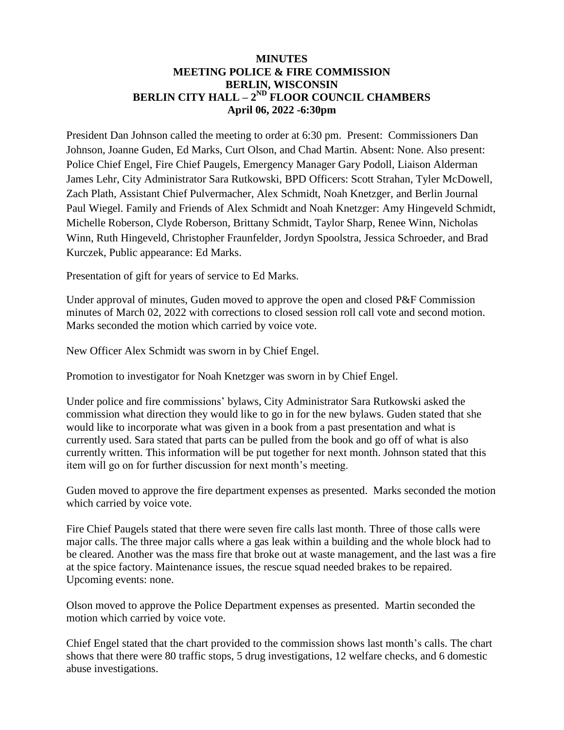# MINUTES
## MEETING POLICE & FIRE COMMISSION
## BERLIN, WISCONSIN
## BERLIN CITY HALL – 2ND FLOOR COUNCIL CHAMBERS
## April 06, 2022 -6:30pm

President Dan Johnson called the meeting to order at 6:30 pm. Present: Commissioners Dan Johnson, Joanne Guden, Ed Marks, Curt Olson, and Chad Martin. Absent: None. Also present: Police Chief Engel, Fire Chief Paugels, Emergency Manager Gary Podoll, Liaison Alderman James Lehr, City Administrator Sara Rutkowski, BPD Officers: Scott Strahan, Tyler McDowell, Zach Plath, Assistant Chief Pulvermacher, Alex Schmidt, Noah Knetzger, and Berlin Journal Paul Wiegel. Family and Friends of Alex Schmidt and Noah Knetzger: Amy Hingeveld Schmidt, Michelle Roberson, Clyde Roberson, Brittany Schmidt, Taylor Sharp, Renee Winn, Nicholas Winn, Ruth Hingeveld, Christopher Fraunfelder, Jordyn Spoolstra, Jessica Schroeder, and Brad Kurczek, Public appearance: Ed Marks.

Presentation of gift for years of service to Ed Marks.

Under approval of minutes, Guden moved to approve the open and closed P&F Commission minutes of March 02, 2022 with corrections to closed session roll call vote and second motion. Marks seconded the motion which carried by voice vote.

New Officer Alex Schmidt was sworn in by Chief Engel.

Promotion to investigator for Noah Knetzger was sworn in by Chief Engel.

Under police and fire commissions' bylaws, City Administrator Sara Rutkowski asked the commission what direction they would like to go in for the new bylaws. Guden stated that she would like to incorporate what was given in a book from a past presentation and what is currently used. Sara stated that parts can be pulled from the book and go off of what is also currently written. This information will be put together for next month. Johnson stated that this item will go on for further discussion for next month's meeting.

Guden moved to approve the fire department expenses as presented. Marks seconded the motion which carried by voice vote.

Fire Chief Paugels stated that there were seven fire calls last month. Three of those calls were major calls. The three major calls where a gas leak within a building and the whole block had to be cleared. Another was the mass fire that broke out at waste management, and the last was a fire at the spice factory. Maintenance issues, the rescue squad needed brakes to be repaired. Upcoming events: none.

Olson moved to approve the Police Department expenses as presented. Martin seconded the motion which carried by voice vote.

Chief Engel stated that the chart provided to the commission shows last month's calls. The chart shows that there were 80 traffic stops, 5 drug investigations, 12 welfare checks, and 6 domestic abuse investigations.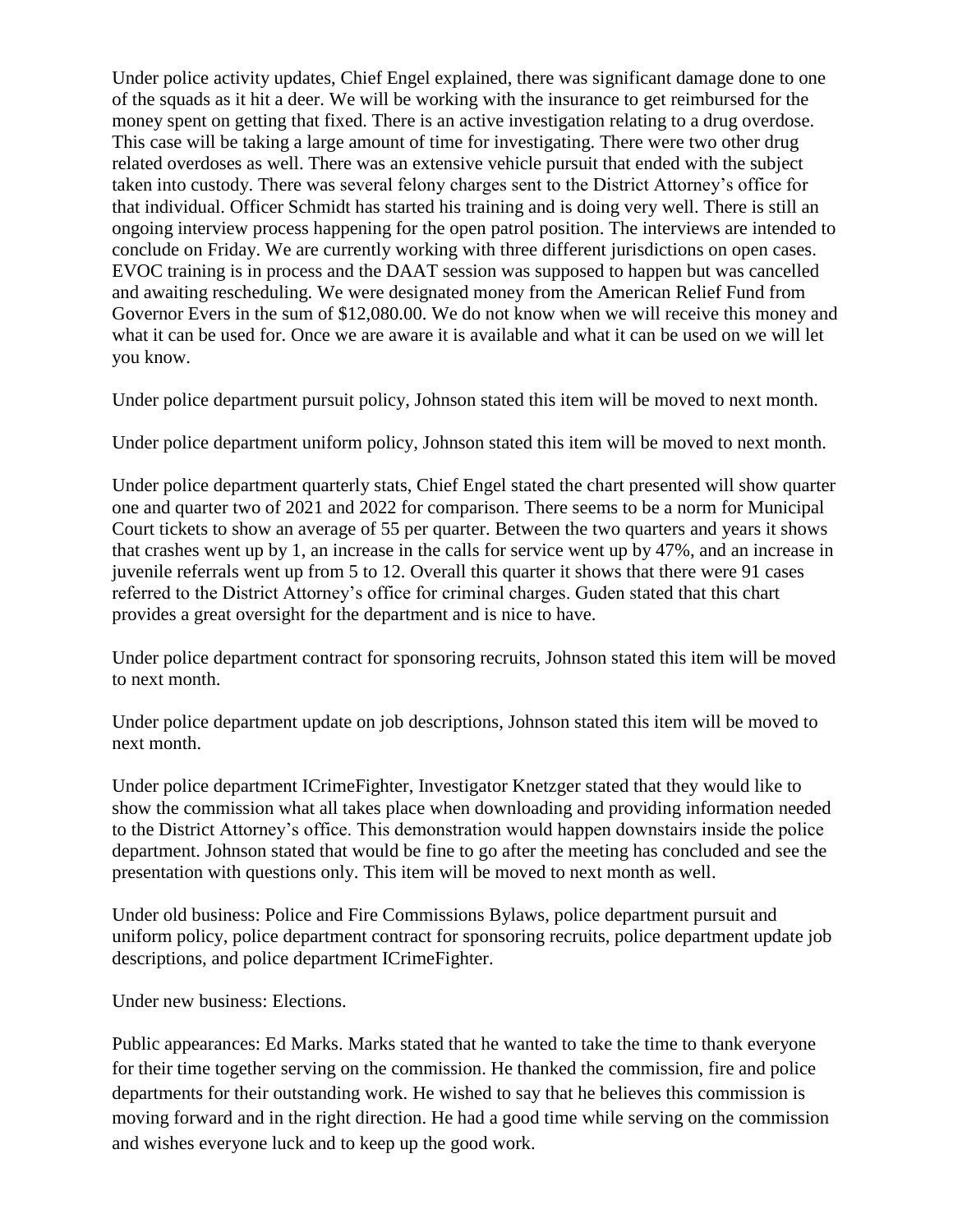Under police activity updates, Chief Engel explained, there was significant damage done to one of the squads as it hit a deer. We will be working with the insurance to get reimbursed for the money spent on getting that fixed. There is an active investigation relating to a drug overdose. This case will be taking a large amount of time for investigating. There were two other drug related overdoses as well. There was an extensive vehicle pursuit that ended with the subject taken into custody. There was several felony charges sent to the District Attorney's office for that individual. Officer Schmidt has started his training and is doing very well. There is still an ongoing interview process happening for the open patrol position. The interviews are intended to conclude on Friday. We are currently working with three different jurisdictions on open cases. EVOC training is in process and the DAAT session was supposed to happen but was cancelled and awaiting rescheduling. We were designated money from the American Relief Fund from Governor Evers in the sum of $12,080.00. We do not know when we will receive this money and what it can be used for. Once we are aware it is available and what it can be used on we will let you know.

Under police department pursuit policy, Johnson stated this item will be moved to next month.

Under police department uniform policy, Johnson stated this item will be moved to next month.

Under police department quarterly stats, Chief Engel stated the chart presented will show quarter one and quarter two of 2021 and 2022 for comparison. There seems to be a norm for Municipal Court tickets to show an average of 55 per quarter. Between the two quarters and years it shows that crashes went up by 1, an increase in the calls for service went up by 47%, and an increase in juvenile referrals went up from 5 to 12. Overall this quarter it shows that there were 91 cases referred to the District Attorney's office for criminal charges. Guden stated that this chart provides a great oversight for the department and is nice to have.

Under police department contract for sponsoring recruits, Johnson stated this item will be moved to next month.

Under police department update on job descriptions, Johnson stated this item will be moved to next month.

Under police department ICrimeFighter, Investigator Knetzger stated that they would like to show the commission what all takes place when downloading and providing information needed to the District Attorney's office. This demonstration would happen downstairs inside the police department. Johnson stated that would be fine to go after the meeting has concluded and see the presentation with questions only. This item will be moved to next month as well.

Under old business: Police and Fire Commissions Bylaws, police department pursuit and uniform policy, police department contract for sponsoring recruits, police department update job descriptions, and police department ICrimeFighter.

Under new business: Elections.

Public appearances: Ed Marks. Marks stated that he wanted to take the time to thank everyone for their time together serving on the commission. He thanked the commission, fire and police departments for their outstanding work. He wished to say that he believes this commission is moving forward and in the right direction. He had a good time while serving on the commission and wishes everyone luck and to keep up the good work.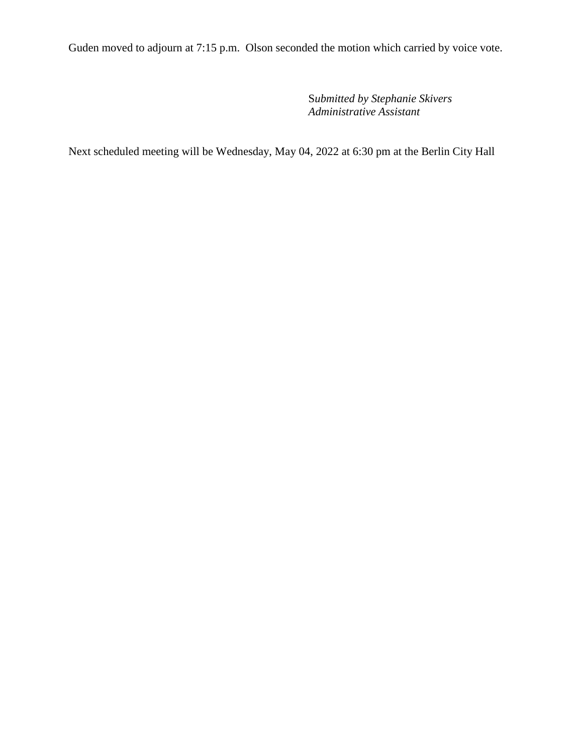Guden moved to adjourn at 7:15 p.m. Olson seconded the motion which carried by voice vote.

*Submitted by Stephanie Skivers*
*Administrative Assistant*

Next scheduled meeting will be Wednesday, May 04, 2022 at 6:30 pm at the Berlin City Hall